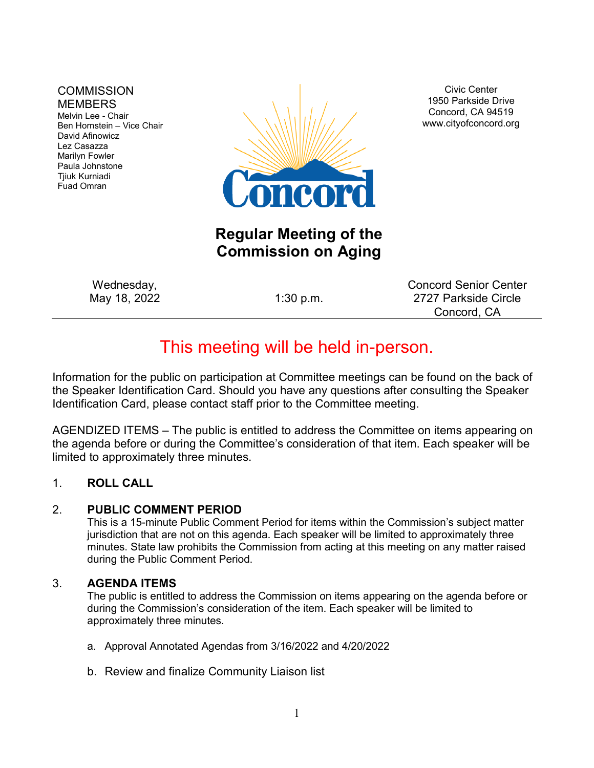COMMISSION MEMBERS
Melvin Lee - Chair
Ben Hornstein – Vice Chair
David Afinowicz
Lez Casazza
Marilyn Fowler
Paula Johnstone
Tjiuk Kurniadi
Fuad Omran

Civic Center
1950 Parkside Drive
Concord, CA 94519
www.cityofconcord.org

Concord

# Regular Meeting of the Commission on Aging

Wednesday, May 18, 2022 | 1:30 p.m. | Concord Senior Center, 2727 Parkside Circle, Concord, CA

## This meeting will be held in-person.

Information for the public on participation at Committee meetings can be found on the back of the Speaker Identification Card. Should you have any questions after consulting the Speaker Identification Card, please contact staff prior to the Committee meeting.

AGENDIZED ITEMS – The public is entitled to address the Committee on items appearing on the agenda before or during the Committee's consideration of that item. Each speaker will be limited to approximately three minutes.

1. **ROLL CALL**

2. **PUBLIC COMMENT PERIOD**
   This is a 15-minute Public Comment Period for items within the Commission's subject matter jurisdiction that are not on this agenda. Each speaker will be limited to approximately three minutes. State law prohibits the Commission from acting at this meeting on any matter raised during the Public Comment Period.

3. **AGENDA ITEMS**
   The public is entitled to address the Commission on items appearing on the agenda before or during the Commission's consideration of the item. Each speaker will be limited to approximately three minutes.

   a. Approval Annotated Agendas from 3/16/2022 and 4/20/2022

   b. Review and finalize Community Liaison list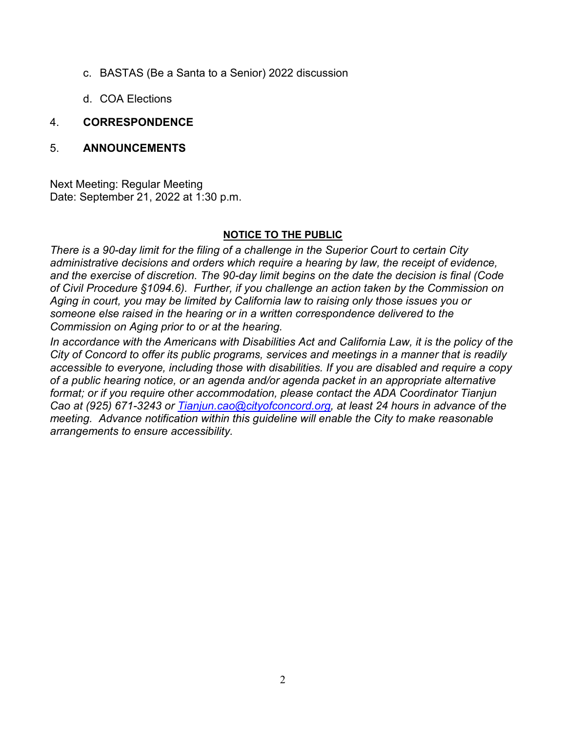c. BASTAS (Be a Santa to a Senior) 2022 discussion

d. COA Elections

4. **CORRESPONDENCE**

5. **ANNOUNCEMENTS**

Next Meeting: Regular Meeting
Date: September 21, 2022 at 1:30 p.m.

**NOTICE TO THE PUBLIC**

*There is a 90-day limit for the filing of a challenge in the Superior Court to certain City administrative decisions and orders which require a hearing by law, the receipt of evidence, and the exercise of discretion. The 90-day limit begins on the date the decision is final (Code of Civil Procedure §1094.6). Further, if you challenge an action taken by the Commission on Aging in court, you may be limited by California law to raising only those issues you or someone else raised in the hearing or in a written correspondence delivered to the Commission on Aging prior to or at the hearing.*

*In accordance with the Americans with Disabilities Act and California Law, it is the policy of the City of Concord to offer its public programs, services and meetings in a manner that is readily accessible to everyone, including those with disabilities. If you are disabled and require a copy of a public hearing notice, or an agenda and/or agenda packet in an appropriate alternative format; or if you require other accommodation, please contact the ADA Coordinator Tianjun Cao at (925) 671-3243 or Tianjun.cao@cityofconcord.org, at least 24 hours in advance of the meeting. Advance notification within this guideline will enable the City to make reasonable arrangements to ensure accessibility.*